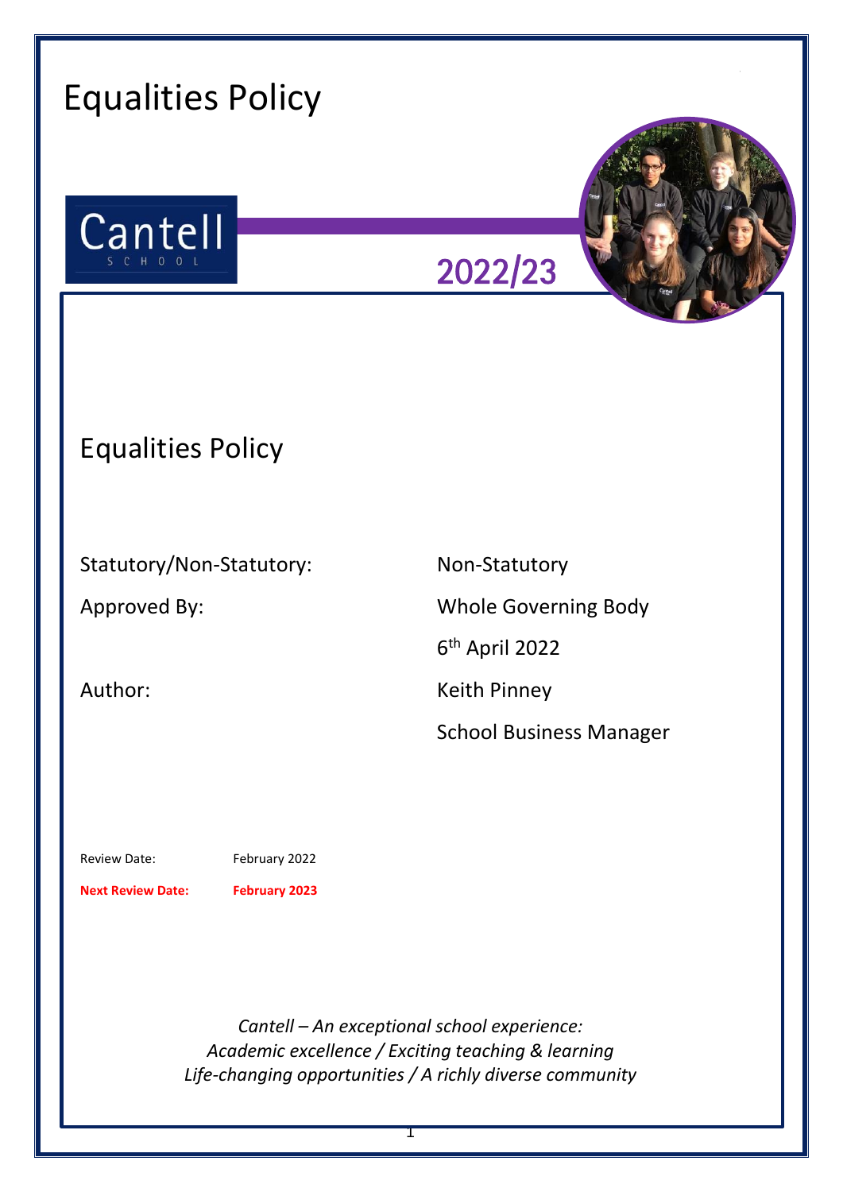# Equalities Policy

Cantell
SCHOOL

2022/23

## Equalities Policy

| | |
|---|---|
| Statutory/Non-Statutory: | Non-Statutory |
| Approved By: | Whole Governing Body |
| | 6th April 2022 |
| Author: | Keith Pinney |
| | School Business Manager |

Review Date: February 2022

**Next Review Date: February 2023**

*Cantell – An exceptional school experience:*
*Academic excellence / Exciting teaching & learning*
*Life-changing opportunities / A richly diverse community*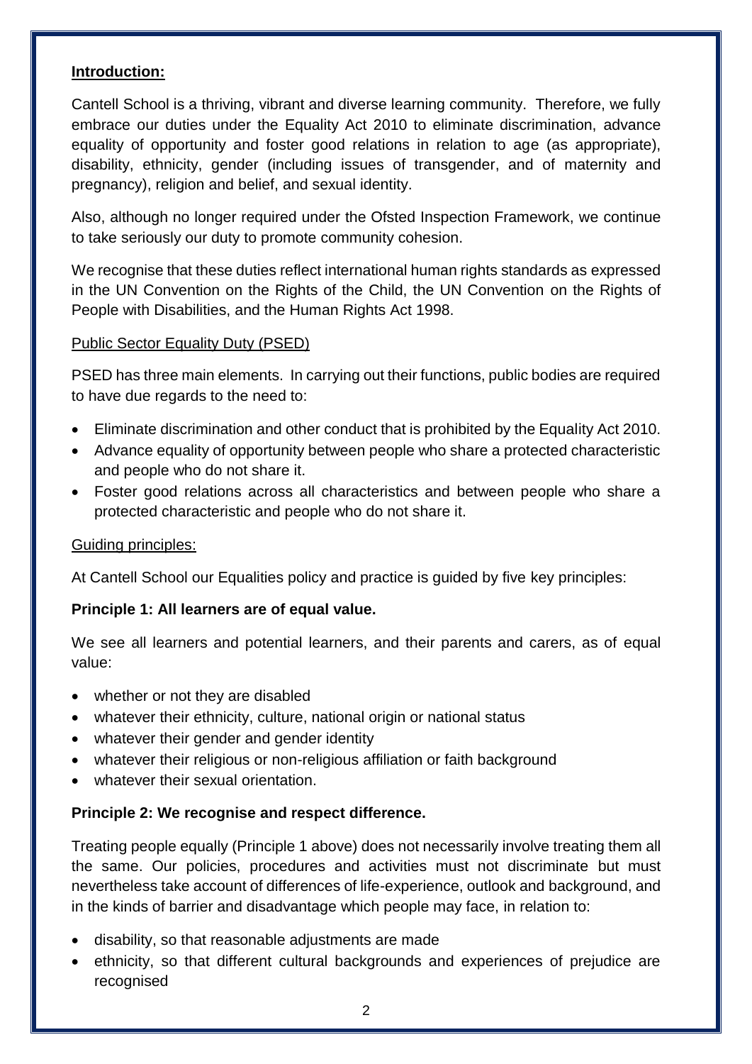**Introduction:**

Cantell School is a thriving, vibrant and diverse learning community. Therefore, we fully embrace our duties under the Equality Act 2010 to eliminate discrimination, advance equality of opportunity and foster good relations in relation to age (as appropriate), disability, ethnicity, gender (including issues of transgender, and of maternity and pregnancy), religion and belief, and sexual identity.

Also, although no longer required under the Ofsted Inspection Framework, we continue to take seriously our duty to promote community cohesion.

We recognise that these duties reflect international human rights standards as expressed in the UN Convention on the Rights of the Child, the UN Convention on the Rights of People with Disabilities, and the Human Rights Act 1998.

Public Sector Equality Duty (PSED)

PSED has three main elements. In carrying out their functions, public bodies are required to have due regards to the need to:

- Eliminate discrimination and other conduct that is prohibited by the Equality Act 2010.
- Advance equality of opportunity between people who share a protected characteristic and people who do not share it.
- Foster good relations across all characteristics and between people who share a protected characteristic and people who do not share it.

Guiding principles:

At Cantell School our Equalities policy and practice is guided by five key principles:

**Principle 1: All learners are of equal value.**

We see all learners and potential learners, and their parents and carers, as of equal value:

- whether or not they are disabled
- whatever their ethnicity, culture, national origin or national status
- whatever their gender and gender identity
- whatever their religious or non-religious affiliation or faith background
- whatever their sexual orientation.

**Principle 2: We recognise and respect difference.**

Treating people equally (Principle 1 above) does not necessarily involve treating them all the same. Our policies, procedures and activities must not discriminate but must nevertheless take account of differences of life-experience, outlook and background, and in the kinds of barrier and disadvantage which people may face, in relation to:

- disability, so that reasonable adjustments are made
- ethnicity, so that different cultural backgrounds and experiences of prejudice are recognised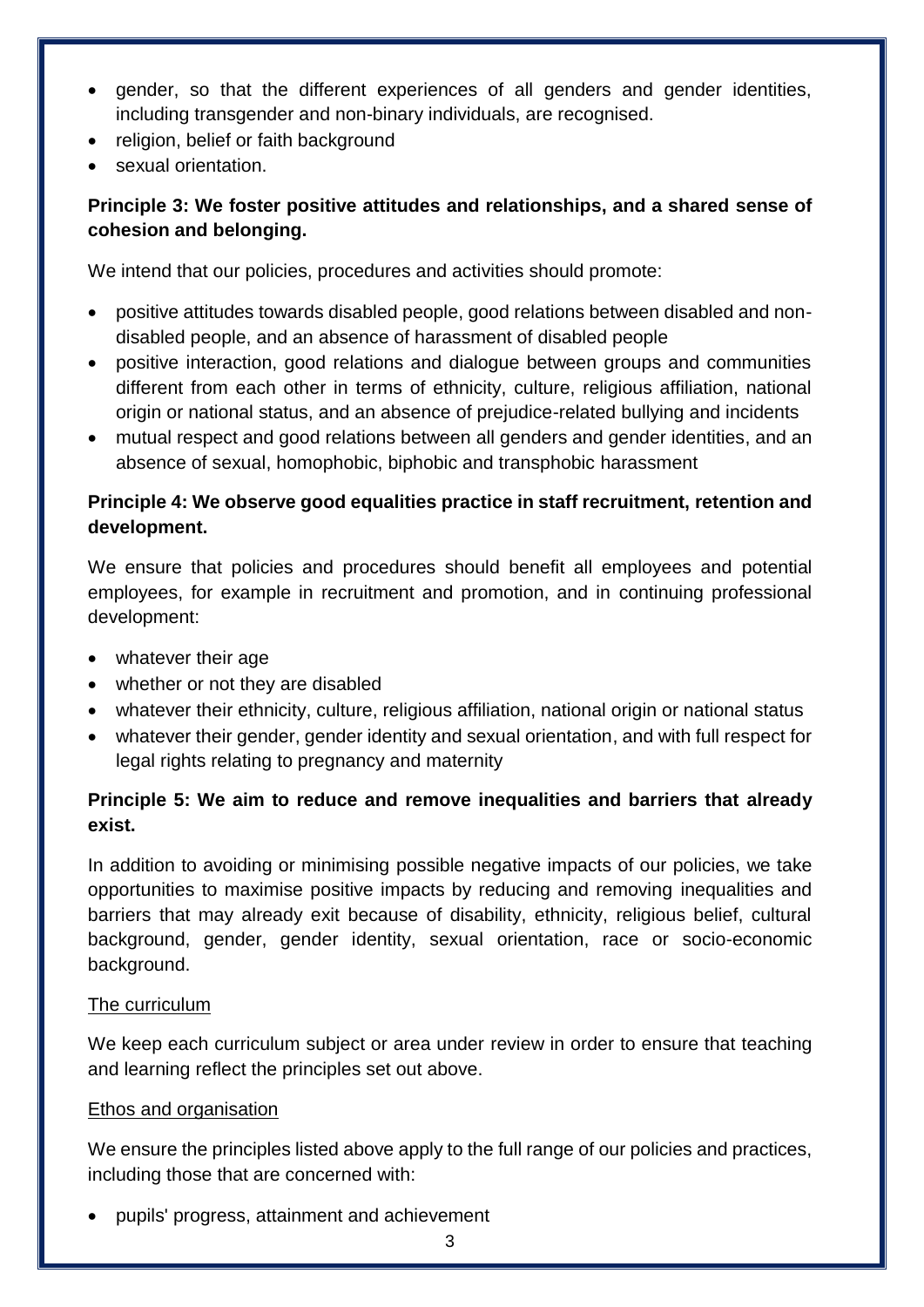- gender, so that the different experiences of all genders and gender identities, including transgender and non-binary individuals, are recognised.
- religion, belief or faith background
- sexual orientation.

**Principle 3: We foster positive attitudes and relationships, and a shared sense of cohesion and belonging.**

We intend that our policies, procedures and activities should promote:

- positive attitudes towards disabled people, good relations between disabled and non-disabled people, and an absence of harassment of disabled people
- positive interaction, good relations and dialogue between groups and communities different from each other in terms of ethnicity, culture, religious affiliation, national origin or national status, and an absence of prejudice-related bullying and incidents
- mutual respect and good relations between all genders and gender identities, and an absence of sexual, homophobic, biphobic and transphobic harassment

**Principle 4: We observe good equalities practice in staff recruitment, retention and development.**

We ensure that policies and procedures should benefit all employees and potential employees, for example in recruitment and promotion, and in continuing professional development:

- whatever their age
- whether or not they are disabled
- whatever their ethnicity, culture, religious affiliation, national origin or national status
- whatever their gender, gender identity and sexual orientation, and with full respect for legal rights relating to pregnancy and maternity

**Principle 5: We aim to reduce and remove inequalities and barriers that already exist.**

In addition to avoiding or minimising possible negative impacts of our policies, we take opportunities to maximise positive impacts by reducing and removing inequalities and barriers that may already exit because of disability, ethnicity, religious belief, cultural background, gender, gender identity, sexual orientation, race or socio-economic background.

<u>The curriculum</u>

We keep each curriculum subject or area under review in order to ensure that teaching and learning reflect the principles set out above.

<u>Ethos and organisation</u>

We ensure the principles listed above apply to the full range of our policies and practices, including those that are concerned with:

- pupils' progress, attainment and achievement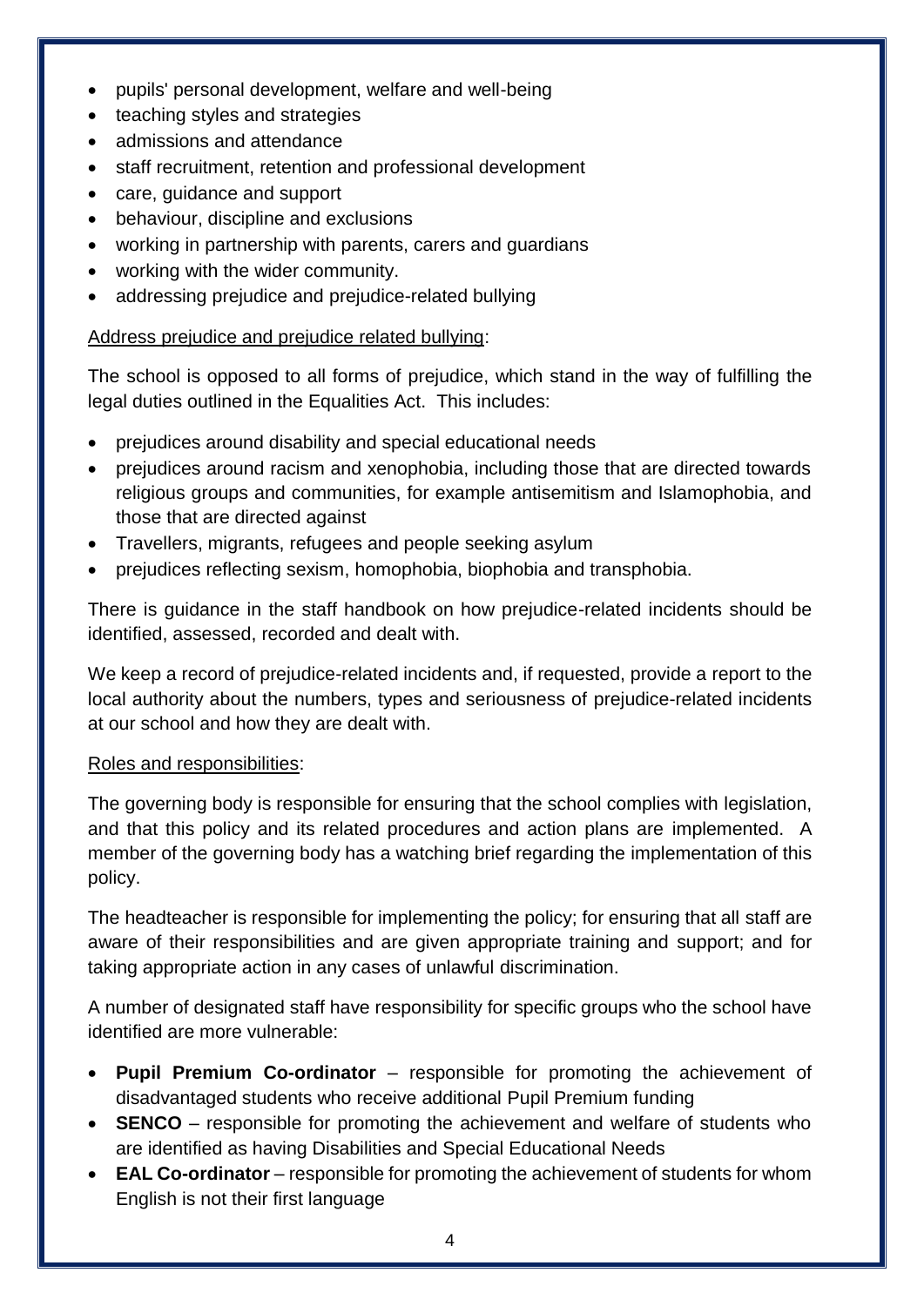- pupils' personal development, welfare and well-being
- teaching styles and strategies
- admissions and attendance
- staff recruitment, retention and professional development
- care, guidance and support
- behaviour, discipline and exclusions
- working in partnership with parents, carers and guardians
- working with the wider community.
- addressing prejudice and prejudice-related bullying

<u>Address prejudice and prejudice related bullying</u>:

The school is opposed to all forms of prejudice, which stand in the way of fulfilling the legal duties outlined in the Equalities Act. This includes:

- prejudices around disability and special educational needs
- prejudices around racism and xenophobia, including those that are directed towards religious groups and communities, for example antisemitism and Islamophobia, and those that are directed against
- Travellers, migrants, refugees and people seeking asylum
- prejudices reflecting sexism, homophobia, biophobia and transphobia.

There is guidance in the staff handbook on how prejudice-related incidents should be identified, assessed, recorded and dealt with.

We keep a record of prejudice-related incidents and, if requested, provide a report to the local authority about the numbers, types and seriousness of prejudice-related incidents at our school and how they are dealt with.

<u>Roles and responsibilities</u>:

The governing body is responsible for ensuring that the school complies with legislation, and that this policy and its related procedures and action plans are implemented. A member of the governing body has a watching brief regarding the implementation of this policy.

The headteacher is responsible for implementing the policy; for ensuring that all staff are aware of their responsibilities and are given appropriate training and support; and for taking appropriate action in any cases of unlawful discrimination.

A number of designated staff have responsibility for specific groups who the school have identified are more vulnerable:

- **Pupil Premium Co-ordinator** – responsible for promoting the achievement of disadvantaged students who receive additional Pupil Premium funding
- **SENCO** – responsible for promoting the achievement and welfare of students who are identified as having Disabilities and Special Educational Needs
- **EAL Co-ordinator** – responsible for promoting the achievement of students for whom English is not their first language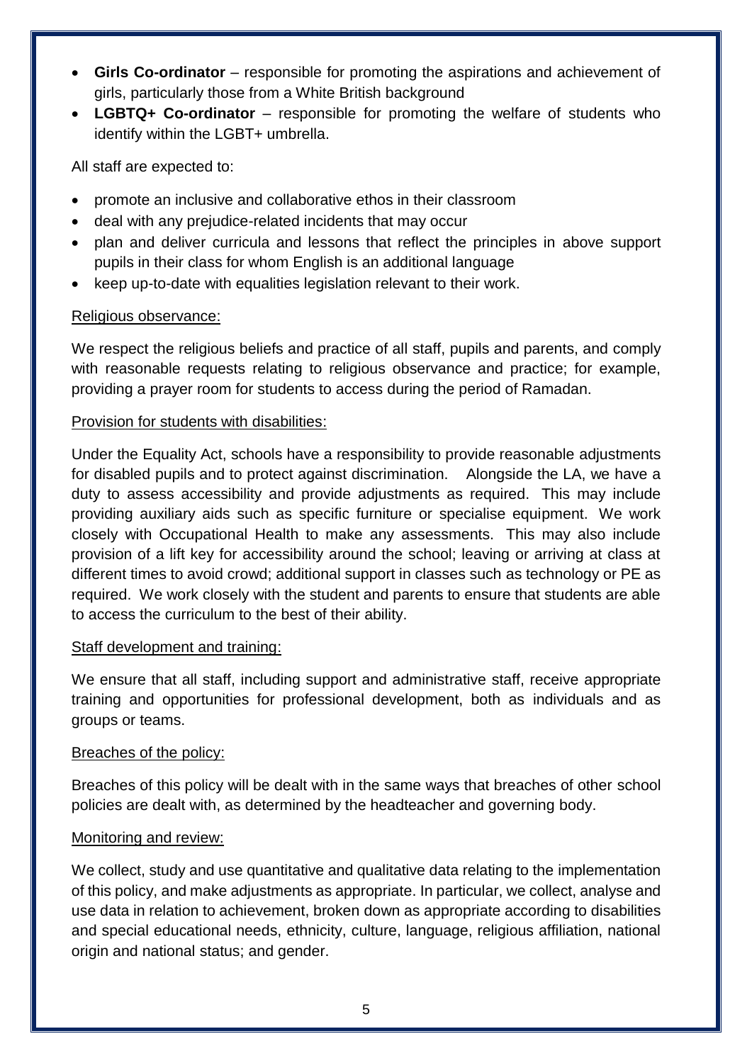- **Girls Co-ordinator** – responsible for promoting the aspirations and achievement of girls, particularly those from a White British background
- **LGBTQ+ Co-ordinator** – responsible for promoting the welfare of students who identify within the LGBT+ umbrella.

All staff are expected to:

- promote an inclusive and collaborative ethos in their classroom
- deal with any prejudice-related incidents that may occur
- plan and deliver curricula and lessons that reflect the principles in above support pupils in their class for whom English is an additional language
- keep up-to-date with equalities legislation relevant to their work.

<u>Religious observance:</u>

We respect the religious beliefs and practice of all staff, pupils and parents, and comply with reasonable requests relating to religious observance and practice; for example, providing a prayer room for students to access during the period of Ramadan.

<u>Provision for students with disabilities:</u>

Under the Equality Act, schools have a responsibility to provide reasonable adjustments for disabled pupils and to protect against discrimination. Alongside the LA, we have a duty to assess accessibility and provide adjustments as required. This may include providing auxiliary aids such as specific furniture or specialise equipment. We work closely with Occupational Health to make any assessments. This may also include provision of a lift key for accessibility around the school; leaving or arriving at class at different times to avoid crowd; additional support in classes such as technology or PE as required. We work closely with the student and parents to ensure that students are able to access the curriculum to the best of their ability.

<u>Staff development and training:</u>

We ensure that all staff, including support and administrative staff, receive appropriate training and opportunities for professional development, both as individuals and as groups or teams.

<u>Breaches of the policy:</u>

Breaches of this policy will be dealt with in the same ways that breaches of other school policies are dealt with, as determined by the headteacher and governing body.

<u>Monitoring and review:</u>

We collect, study and use quantitative and qualitative data relating to the implementation of this policy, and make adjustments as appropriate. In particular, we collect, analyse and use data in relation to achievement, broken down as appropriate according to disabilities and special educational needs, ethnicity, culture, language, religious affiliation, national origin and national status; and gender.